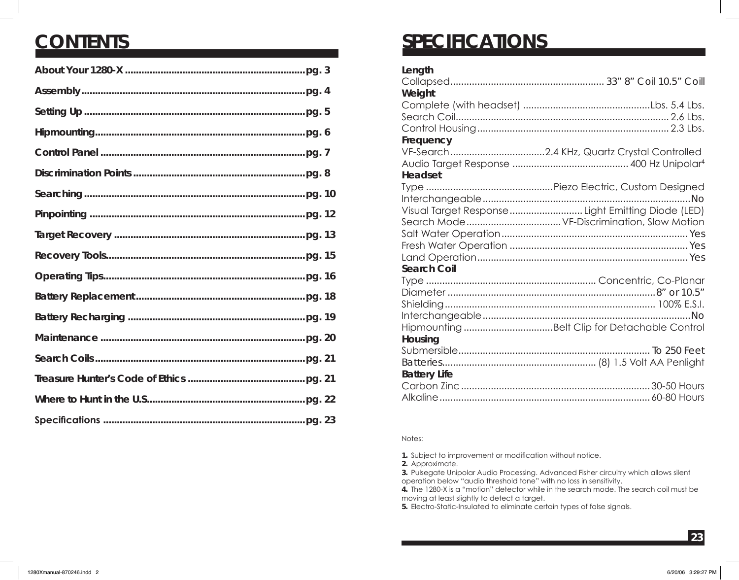# CONTENTS

| | |
|---|---|
| About Your 1280-X | pg. 3 |
| Assembly | pg. 4 |
| Setting Up | pg. 5 |
| Hipmounting | pg. 6 |
| Control Panel | pg. 7 |
| Discrimination Points | pg. 8 |
| Searching | pg. 10 |
| Pinpointing | pg. 12 |
| Target Recovery | pg. 13 |
| Recovery Tools | pg. 15 |
| Operating Tips | pg. 16 |
| Battery Replacement | pg. 18 |
| Battery Recharging | pg. 19 |
| Maintenance | pg. 20 |
| Search Coils | pg. 21 |
| Treasure Hunter's Code of Ethics | pg. 21 |
| Where to Hunt in the U.S. | pg. 22 |
| Specifications | pg. 23 |

# SPECIFICATIONS

**Length**

Collapsed........................................................ 33" 8" Coil 10.5" Coill

**Weight**

Complete (with headset) ..............................................Lbs. 5.4 Lbs.
Search Coil.............................................................................. 2.6 Lbs.
Control Housing...................................................................... 2.3 Lbs.

**Frequency**

VF-Search...................................2.4 KHz, Quartz Crystal Controlled
Audio Target Response .......................................... 400 Hz Unipolar[4]

**Headset**

Type ..............................................Piezo Electric, Custom Designed
Interchangeable...........................................................................No
Visual Target Response........................... Light Emitting Diode (LED)
Search Mode.................................. VF-Discrimination, Slow Motion
Salt Water Operation.................................................................... Yes
Fresh Water Operation ................................................................. Yes
Land Operation............................................................................. Yes

**Search Coil**

Type .............................................................. Concentric, Co-Planar
Diameter ............................................................................8" or 10.5"
Shielding............................................................................ 100% E.S.I.
Interchangeable...........................................................................No
Hipmounting .................................Belt Clip for Detachable Control

**Housing**

Submersible...................................................................... To 250 Feet
Batteries......................................................... (8) 1.5 Volt AA Penlight

**Battery Life**

Carbon Zinc ..................................................................... 30-50 Hours
Alkaline............................................................................. 60-80 Hours

Notes:

**1.** Subject to improvement or modification without notice.
**2.** Approximate.
**3.** Pulsegate Unipolar Audio Processing. Advanced Fisher circuitry which allows silent operation below "audio threshold tone" with no loss in sensitivity.
**4.** The 1280-X is a "motion" detector while in the search mode. The search coil must be moving at least slightly to detect a target.
**5.** Electro-Static-Insulated to eliminate certain types of false signals.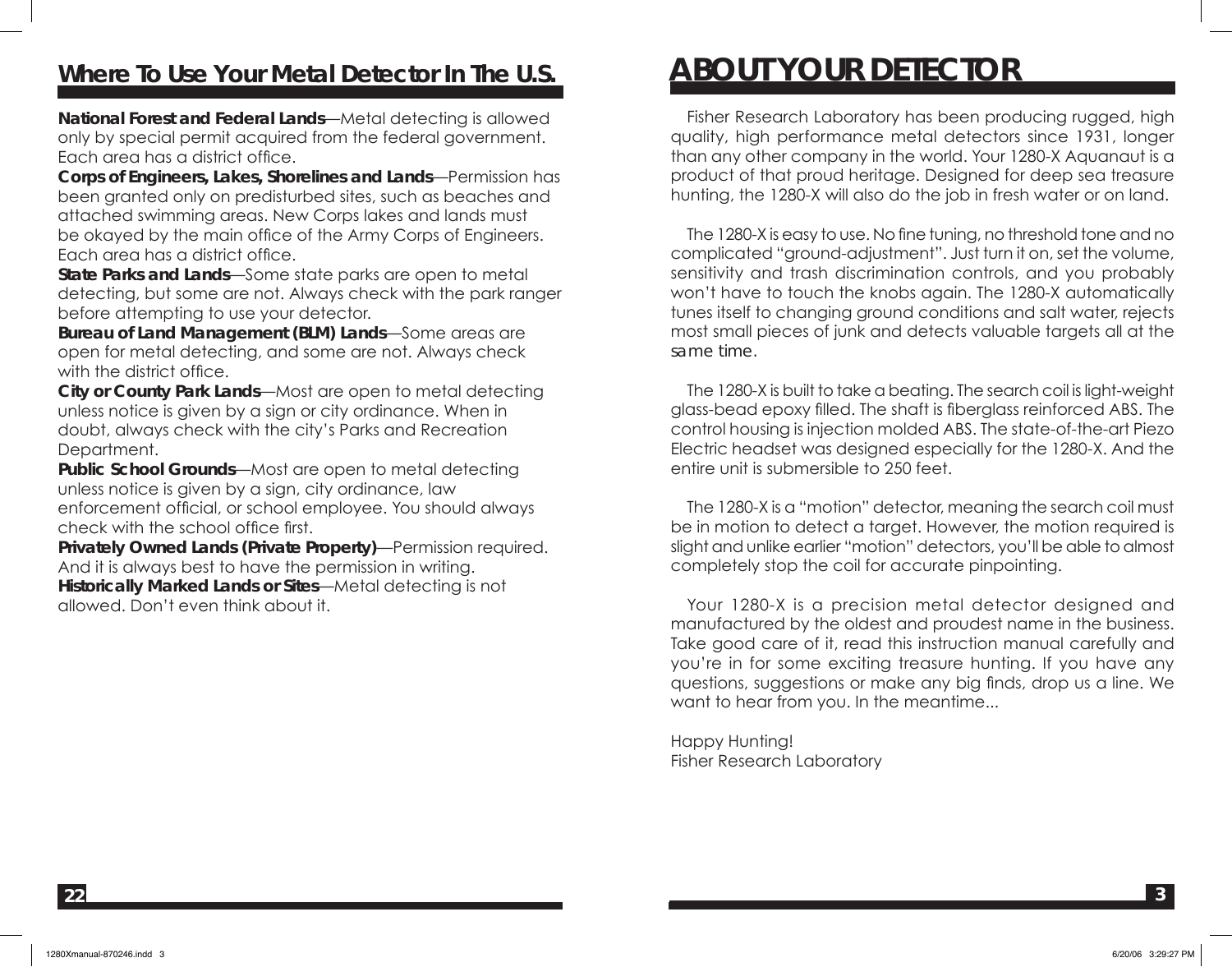## Where To Use Your Metal Detector In The U.S.

**National Forest and Federal Lands**—Metal detecting is allowed only by special permit acquired from the federal government. Each area has a district office.

**Corps of Engineers, Lakes, Shorelines and Lands**—Permission has been granted only on predisturbed sites, such as beaches and attached swimming areas. New Corps lakes and lands must be okayed by the main office of the Army Corps of Engineers. Each area has a district office.

**State Parks and Lands**—Some state parks are open to metal detecting, but some are not. Always check with the park ranger before attempting to use your detector.

**Bureau of Land Management (BLM) Lands**—Some areas are open for metal detecting, and some are not. Always check with the district office.

**City or County Park Lands**—Most are open to metal detecting unless notice is given by a sign or city ordinance. When in doubt, always check with the city's Parks and Recreation Department.

**Public School Grounds**—Most are open to metal detecting unless notice is given by a sign, city ordinance, law enforcement official, or school employee. You should always check with the school office first.

**Privately Owned Lands (Private Property)**—Permission required. And it is always best to have the permission in writing.

**Historically Marked Lands or Sites**—Metal detecting is not allowed. Don't even think about it.

# ABOUT YOUR DETECTOR

Fisher Research Laboratory has been producing rugged, high quality, high performance metal detectors since 1931, longer than any other company in the world. Your 1280-X Aquanaut is a product of that proud heritage. Designed for deep sea treasure hunting, the 1280-X will also do the job in fresh water or on land.

The 1280-X is easy to use. No fine tuning, no threshold tone and no complicated "ground-adjustment". Just turn it on, set the volume, sensitivity and trash discrimination controls, and you probably won't have to touch the knobs again. The 1280-X automatically tunes itself to changing ground conditions and salt water, rejects most small pieces of junk and detects valuable targets all at the same time.

The 1280-X is built to take a beating. The search coil is light-weight glass-bead epoxy filled. The shaft is fiberglass reinforced ABS. The control housing is injection molded ABS. The state-of-the-art Piezo Electric headset was designed especially for the 1280-X. And the entire unit is submersible to 250 feet.

The 1280-X is a "motion" detector, meaning the search coil must be in motion to detect a target. However, the motion required is slight and unlike earlier "motion" detectors, you'll be able to almost completely stop the coil for accurate pinpointing.

Your 1280-X is a precision metal detector designed and manufactured by the oldest and proudest name in the business. Take good care of it, read this instruction manual carefully and you're in for some exciting treasure hunting. If you have any questions, suggestions or make any big finds, drop us a line. We want to hear from you. In the meantime...

Happy Hunting!
Fisher Research Laboratory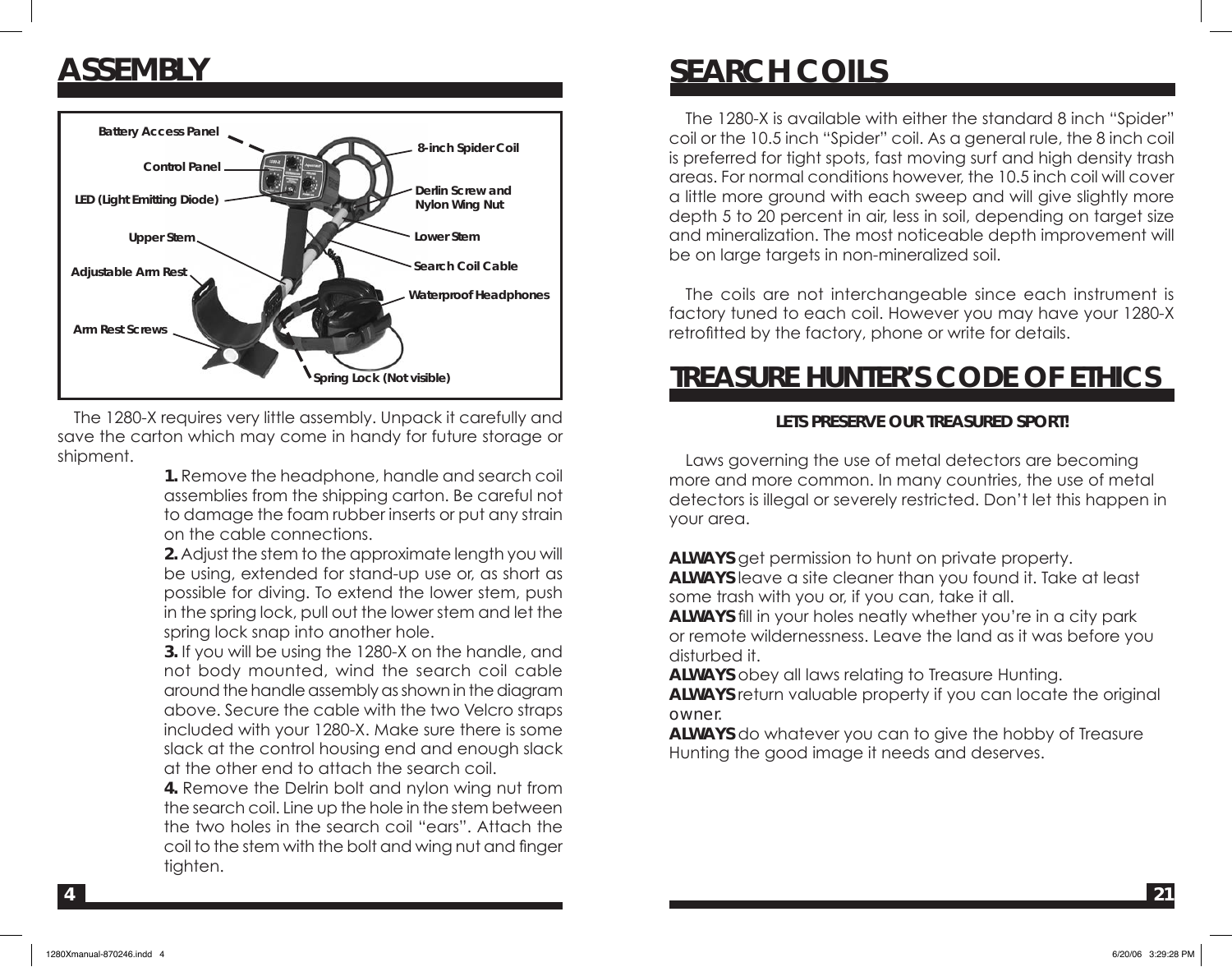# ASSEMBLY

Battery Access Panel

Control Panel

LED (Light Emitting Diode)

Upper Stem

Adjustable Arm Rest

Arm Rest Screws

8-inch Spider Coil

Derlin Screw and Nylon Wing Nut

Lower Stem

Search Coil Cable

Waterproof Headphones

Spring Lock (Not visible)

The 1280-X requires very little assembly. Unpack it carefully and save the carton which may come in handy for future storage or shipment.

**1.** Remove the headphone, handle and search coil assemblies from the shipping carton. Be careful not to damage the foam rubber inserts or put any strain on the cable connections.

**2.** Adjust the stem to the approximate length you will be using, extended for stand-up use or, as short as possible for diving. To extend the lower stem, push in the spring lock, pull out the lower stem and let the spring lock snap into another hole.

**3.** If you will be using the 1280-X on the handle, and not body mounted, wind the search coil cable around the handle assembly as shown in the diagram above. Secure the cable with the two Velcro straps included with your 1280-X. Make sure there is some slack at the control housing end and enough slack at the other end to attach the search coil.

**4.** Remove the Delrin bolt and nylon wing nut from the search coil. Line up the hole in the stem between the two holes in the search coil "ears". Attach the coil to the stem with the bolt and wing nut and finger tighten.

# SEARCH COILS

The 1280-X is available with either the standard 8 inch "Spider" coil or the 10.5 inch "Spider" coil. As a general rule, the 8 inch coil is preferred for tight spots, fast moving surf and high density trash areas. For normal conditions however, the 10.5 inch coil will cover a little more ground with each sweep and will give slightly more depth 5 to 20 percent in air, less in soil, depending on target size and mineralization. The most noticeable depth improvement will be on large targets in non-mineralized soil.

The coils are not interchangeable since each instrument is factory tuned to each coil. However you may have your 1280-X retrofitted by the factory, phone or write for details.

# TREASURE HUNTER'S CODE OF ETHICS

**LETS PRESERVE OUR TREASURED SPORT!**

Laws governing the use of metal detectors are becoming more and more common. In many countries, the use of metal detectors is illegal or severely restricted. Don't let this happen in your area.

**ALWAYS** get permission to hunt on private property.
**ALWAYS** leave a site cleaner than you found it. Take at least some trash with you or, if you can, take it all.
**ALWAYS** fill in your holes neatly whether you're in a city park or remote wildernessness. Leave the land as it was before you disturbed it.
**ALWAYS** obey all laws relating to Treasure Hunting.
**ALWAYS** return valuable property if you can locate the original owner.
**ALWAYS** do whatever you can to give the hobby of Treasure Hunting the good image it needs and deserves.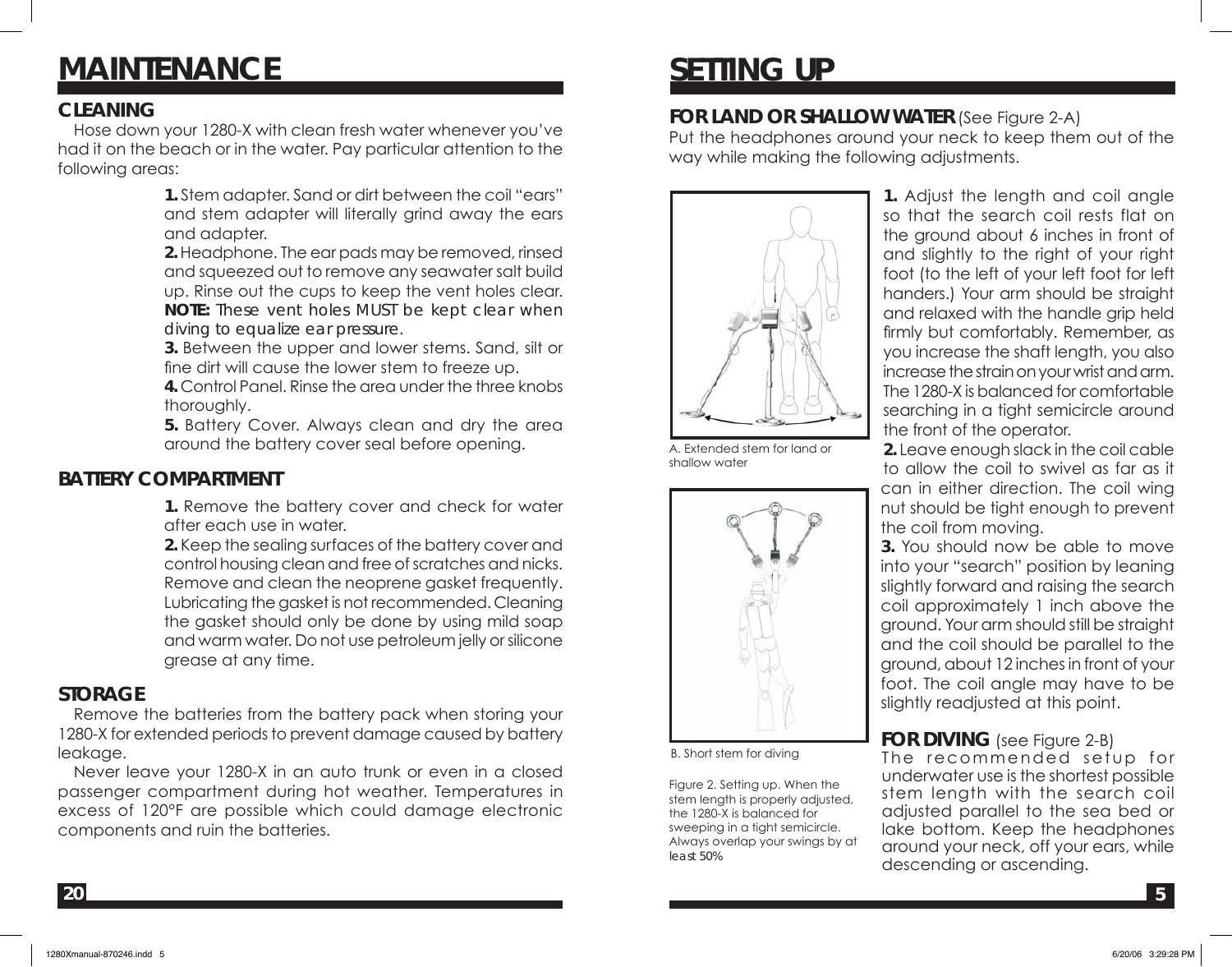# MAINTENANCE

## CLEANING

Hose down your 1280-X with clean fresh water whenever you've had it on the beach or in the water. Pay particular attention to the following areas:

**1.** Stem adapter. Sand or dirt between the coil "ears" and stem adapter will literally grind away the ears and adapter.

**2.** Headphone. The ear pads may be removed, rinsed and squeezed out to remove any seawater salt build up. Rinse out the cups to keep the vent holes clear. **NOTE:** *These vent holes MUST be kept clear when diving to equalize ear pressure.*

**3.** Between the upper and lower stems. Sand, silt or fine dirt will cause the lower stem to freeze up.

**4.** Control Panel. Rinse the area under the three knobs thoroughly.

**5.** Battery Cover. Always clean and dry the area around the battery cover seal before opening.

## BATTERY COMPARTMENT

**1.** Remove the battery cover and check for water after each use in water.

**2.** Keep the sealing surfaces of the battery cover and control housing clean and free of scratches and nicks. Remove and clean the neoprene gasket frequently. Lubricating the gasket is not recommended. Cleaning the gasket should only be done by using mild soap and warm water. Do not use petroleum jelly or silicone grease at any time.

## STORAGE

Remove the batteries from the battery pack when storing your 1280-X for extended periods to prevent damage caused by battery leakage.

Never leave your 1280-X in an auto trunk or even in a closed passenger compartment during hot weather. Temperatures in excess of 120°F are possible which could damage electronic components and ruin the batteries.

# SETTING UP

## FOR LAND OR SHALLOW WATER (See Figure 2-A)

Put the headphones around your neck to keep them out of the way while making the following adjustments.

**1.** Adjust the length and coil angle so that the search coil rests flat on the ground about 6 inches in front of and slightly to the right of your right foot (to the left of your left foot for left handers.) Your arm should be straight and relaxed with the handle grip held firmly but comfortably. Remember, as you increase the shaft length, you also increase the strain on your wrist and arm. The 1280-X is balanced for comfortable searching in a tight semicircle around the front of the operator.

**2.** Leave enough slack in the coil cable to allow the coil to swivel as far as it can in either direction. The coil wing nut should be tight enough to prevent the coil from moving.

**3.** You should now be able to move into your "search" position by leaning slightly forward and raising the search coil approximately 1 inch above the ground. Your arm should still be straight and the coil should be parallel to the ground, about 12 inches in front of your foot. The coil angle may have to be slightly readjusted at this point.

A. Extended stem for land or shallow water

B. Short stem for diving

Figure 2. Setting up. When the stem length is properly adjusted, the 1280-X is balanced for sweeping in a tight semicircle. Always overlap your swings by at least 50%

## FOR DIVING (see Figure 2-B)

The recommended setup for underwater use is the shortest possible stem length with the search coil adjusted parallel to the sea bed or lake bottom. Keep the headphones around your neck, off your ears, while descending or ascending.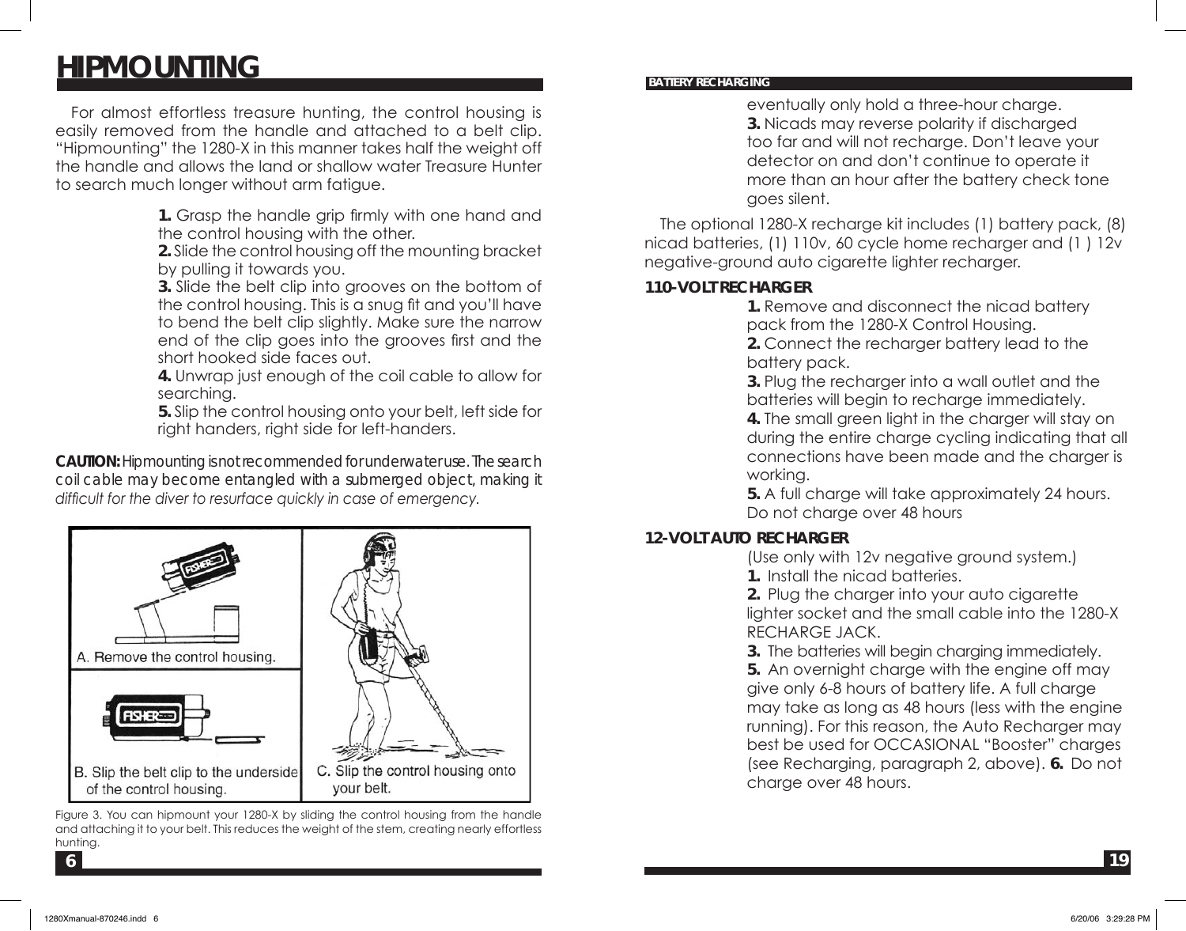# HIPMOUNTING

For almost effortless treasure hunting, the control housing is easily removed from the handle and attached to a belt clip. "Hipmounting" the 1280-X in this manner takes half the weight off the handle and allows the land or shallow water Treasure Hunter to search much longer without arm fatigue.

**1.** Grasp the handle grip firmly with one hand and the control housing with the other.
**2.** Slide the control housing off the mounting bracket by pulling it towards you.
**3.** Slide the belt clip into grooves on the bottom of the control housing. This is a snug fit and you'll have to bend the belt clip slightly. Make sure the narrow end of the clip goes into the grooves first and the short hooked side faces out.
**4.** Unwrap just enough of the coil cable to allow for searching.
**5.** Slip the control housing onto your belt, left side for right handers, right side for left-handers.

***CAUTION:*** *Hipmounting is not recommended for underwater use. The search coil cable may become entangled with a submerged object, making it difficult for the diver to resurface quickly in case of emergency.*

A. Remove the control housing.

B. Slip the belt clip to the underside of the control housing.

C. Slip the control housing onto your belt.

Figure 3. You can hipmount your 1280-X by sliding the control housing from the handle and attaching it to your belt. This reduces the weight of the stem, creating nearly effortless hunting.

**BATTERY RECHARGING**

eventually only hold a three-hour charge.
**3.** Nicads may reverse polarity if discharged too far and will not recharge. Don't leave your detector on and don't continue to operate it more than an hour after the battery check tone goes silent.

The optional 1280-X recharge kit includes (1) battery pack, (8) nicad batteries, (1) 110v, 60 cycle home recharger and (1 ) 12v negative-ground auto cigarette lighter recharger.

### 110-VOLT RECHARGER

**1.** Remove and disconnect the nicad battery pack from the 1280-X Control Housing.
**2.** Connect the recharger battery lead to the battery pack.
**3.** Plug the recharger into a wall outlet and the batteries will begin to recharge immediately.
**4.** The small green light in the charger will stay on during the entire charge cycling indicating that all connections have been made and the charger is working.
**5.** A full charge will take approximately 24 hours. Do not charge over 48 hours

### 12-VOLT AUTO RECHARGER

(Use only with 12v negative ground system.)
**1.** Install the nicad batteries.
**2.** Plug the charger into your auto cigarette lighter socket and the small cable into the 1280-X RECHARGE JACK.
**3.** The batteries will begin charging immediately.
**5.** An overnight charge with the engine off may give only 6-8 hours of battery life. A full charge may take as long as 48 hours (less with the engine running). For this reason, the Auto Recharger may best be used for OCCASIONAL "Booster" charges (see Recharging, paragraph 2, above). **6.** Do not charge over 48 hours.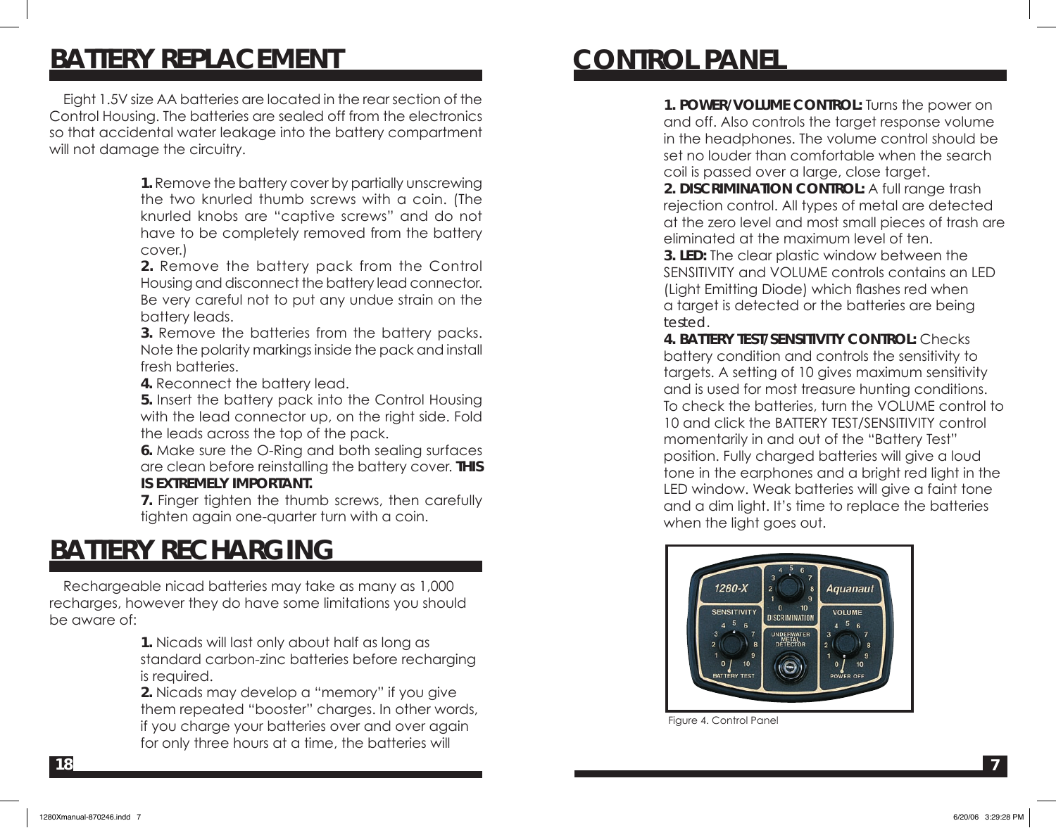# BATTERY REPLACEMENT

Eight 1.5V size AA batteries are located in the rear section of the Control Housing. The batteries are sealed off from the electronics so that accidental water leakage into the battery compartment will not damage the circuitry.

**1.** Remove the battery cover by partially unscrewing the two knurled thumb screws with a coin. (The knurled knobs are "captive screws" and do not have to be completely removed from the battery cover.)
**2.** Remove the battery pack from the Control Housing and disconnect the battery lead connector. Be very careful not to put any undue strain on the battery leads.
**3.** Remove the batteries from the battery packs. Note the polarity markings inside the pack and install fresh batteries.
**4.** Reconnect the battery lead.
**5.** Insert the battery pack into the Control Housing with the lead connector up, on the right side. Fold the leads across the top of the pack.
**6.** Make sure the O-Ring and both sealing surfaces are clean before reinstalling the battery cover. **THIS IS EXTREMELY IMPORTANT.**
**7.** Finger tighten the thumb screws, then carefully tighten again one-quarter turn with a coin.

# BATTERY RECHARGING

Rechargeable nicad batteries may take as many as 1,000 recharges, however they do have some limitations you should be aware of:

**1.** Nicads will last only about half as long as standard carbon-zinc batteries before recharging is required.
**2.** Nicads may develop a "memory" if you give them repeated "booster" charges. In other words, if you charge your batteries over and over again for only three hours at a time, the batteries will

# CONTROL PANEL

**1. POWER/VOLUME CONTROL:** Turns the power on and off. Also controls the target response volume in the headphones. The volume control should be set no louder than comfortable when the search coil is passed over a large, close target.
**2. DISCRIMINATION CONTROL:** A full range trash rejection control. All types of metal are detected at the zero level and most small pieces of trash are eliminated at the maximum level of ten.
**3. LED:** The clear plastic window between the SENSITIVITY and VOLUME controls contains an LED (Light Emitting Diode) which flashes red when a target is detected or the batteries are being tested.
**4. BATTERY TEST/SENSITIVITY CONTROL:** Checks battery condition and controls the sensitivity to targets. A setting of 10 gives maximum sensitivity and is used for most treasure hunting conditions. To check the batteries, turn the VOLUME control to 10 and click the BATTERY TEST/SENSITIVITY control momentarily in and out of the "Battery Test" position. Fully charged batteries will give a loud tone in the earphones and a bright red light in the LED window. Weak batteries will give a faint tone and a dim light. It's time to replace the batteries when the light goes out.

Figure 4. Control Panel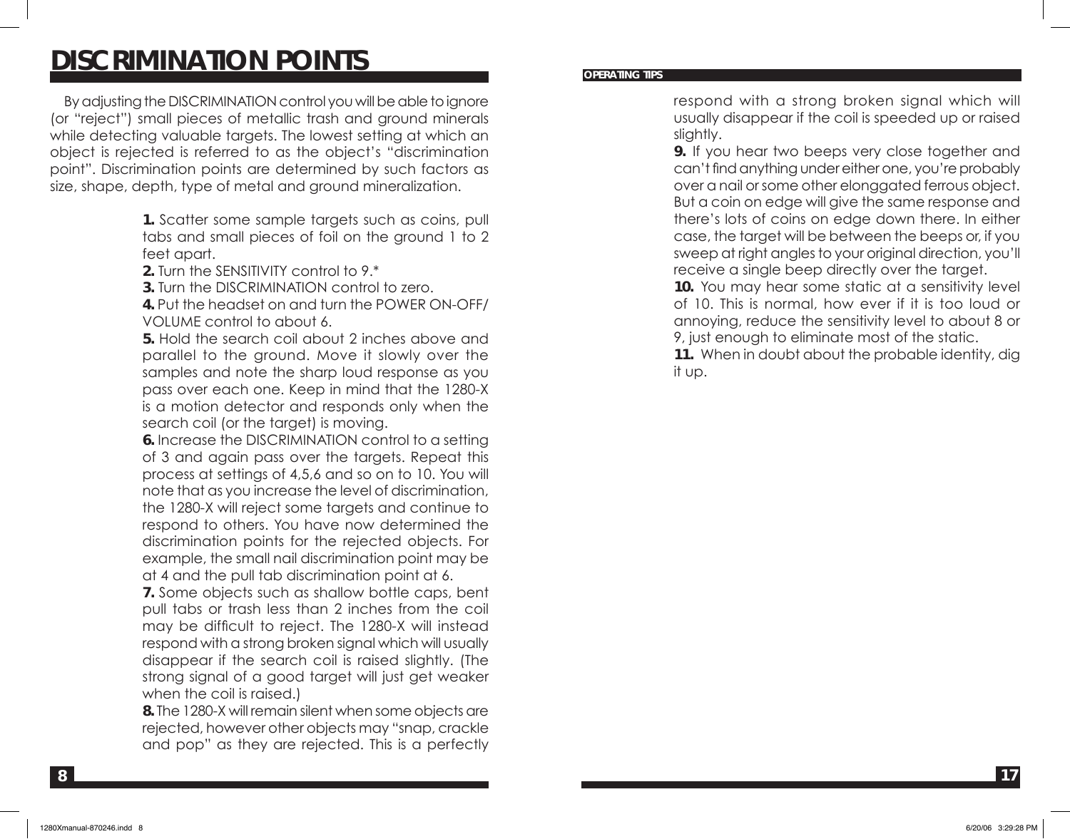# DISCRIMINATION POINTS

By adjusting the DISCRIMINATION control you will be able to ignore (or "reject") small pieces of metallic trash and ground minerals while detecting valuable targets. The lowest setting at which an object is rejected is referred to as the object's "discrimination point". Discrimination points are determined by such factors as size, shape, depth, type of metal and ground mineralization.

**1.** Scatter some sample targets such as coins, pull tabs and small pieces of foil on the ground 1 to 2 feet apart.

**2.** Turn the SENSITIVITY control to 9.*

**3.** Turn the DISCRIMINATION control to zero.

**4.** Put the headset on and turn the POWER ON-OFF/ VOLUME control to about 6.

**5.** Hold the search coil about 2 inches above and parallel to the ground. Move it slowly over the samples and note the sharp loud response as you pass over each one. Keep in mind that the 1280-X is a motion detector and responds only when the search coil (or the target) is moving.

**6.** Increase the DISCRIMINATION control to a setting of 3 and again pass over the targets. Repeat this process at settings of 4,5,6 and so on to 10. You will note that as you increase the level of discrimination, the 1280-X will reject some targets and continue to respond to others. You have now determined the discrimination points for the rejected objects. For example, the small nail discrimination point may be at 4 and the pull tab discrimination point at 6.

**7.** Some objects such as shallow bottle caps, bent pull tabs or trash less than 2 inches from the coil may be difficult to reject. The 1280-X will instead respond with a strong broken signal which will usually disappear if the search coil is raised slightly. (The strong signal of a good target will just get weaker when the coil is raised.)

**8.** The 1280-X will remain silent when some objects are rejected, however other objects may "snap, crackle and pop" as they are rejected. This is a perfectly

**OPERATING TIPS**

respond with a strong broken signal which will usually disappear if the coil is speeded up or raised slightly.

**9.** If you hear two beeps very close together and can't find anything under either one, you're probably over a nail or some other elonggated ferrous object. But a coin on edge will give the same response and there's lots of coins on edge down there. In either case, the target will be between the beeps or, if you sweep at right angles to your original direction, you'll receive a single beep directly over the target.

**10.** You may hear some static at a sensitivity level of 10. This is normal, how ever if it is too loud or annoying, reduce the sensitivity level to about 8 or 9, just enough to eliminate most of the static.

**11.** When in doubt about the probable identity, dig it up.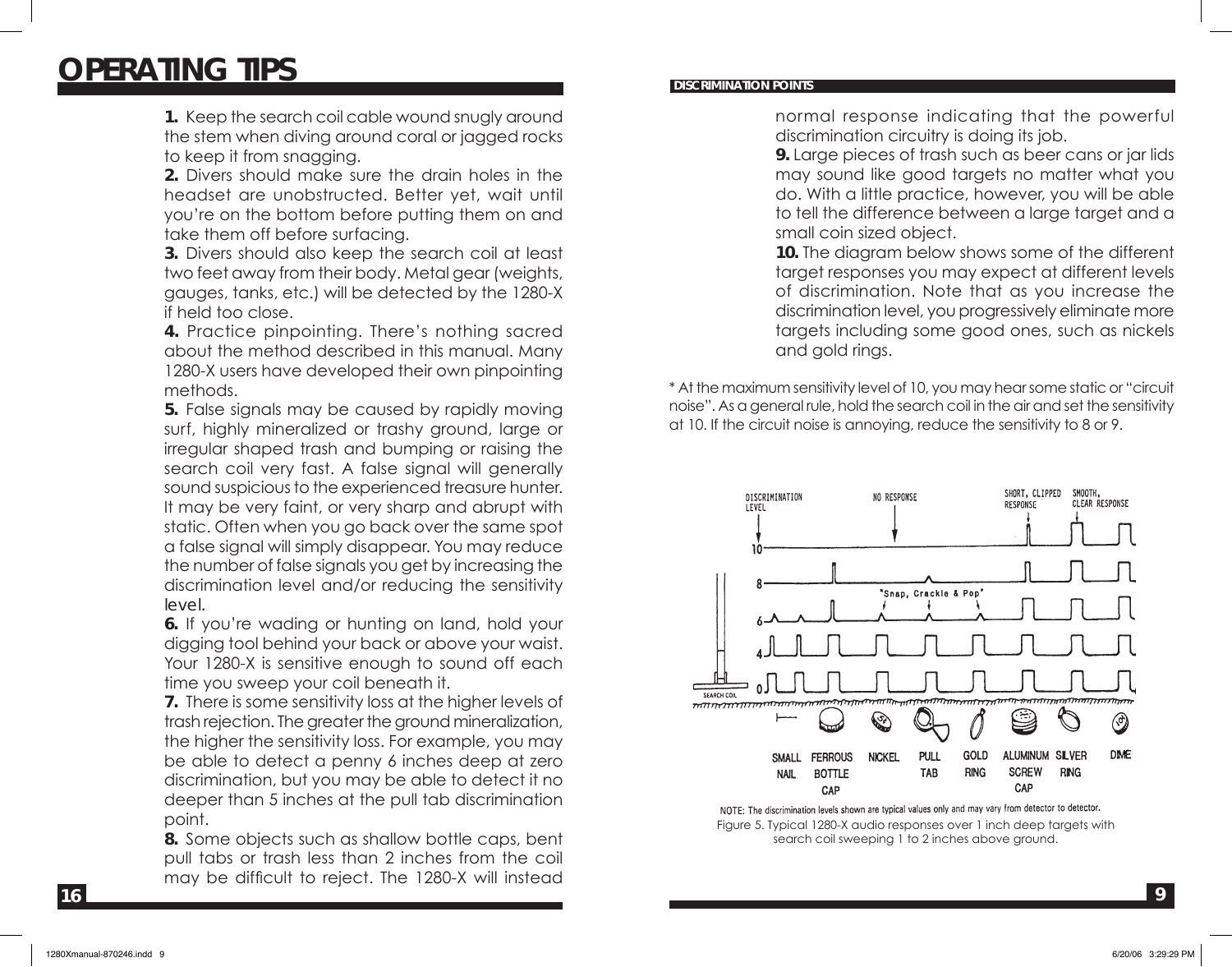# OPERATING TIPS

**1.** Keep the search coil cable wound snugly around the stem when diving around coral or jagged rocks to keep it from snagging.

**2.** Divers should make sure the drain holes in the headset are unobstructed. Better yet, wait until you're on the bottom before putting them on and take them off before surfacing.

**3.** Divers should also keep the search coil at least two feet away from their body. Metal gear (weights, gauges, tanks, etc.) will be detected by the 1280-X if held too close.

**4.** Practice pinpointing. There's nothing sacred about the method described in this manual. Many 1280-X users have developed their own pinpointing methods.

**5.** False signals may be caused by rapidly moving surf, highly mineralized or trashy ground, large or irregular shaped trash and bumping or raising the search coil very fast. A false signal will generally sound suspicious to the experienced treasure hunter. It may be very faint, or very sharp and abrupt with static. Often when you go back over the same spot a false signal will simply disappear. You may reduce the number of false signals you get by increasing the discrimination level and/or reducing the sensitivity level.

**6.** If you're wading or hunting on land, hold your digging tool behind your back or above your waist. Your 1280-X is sensitive enough to sound off each time you sweep your coil beneath it.

**7.** There is some sensitivity loss at the higher levels of trash rejection. The greater the ground mineralization, the higher the sensitivity loss. For example, you may be able to detect a penny 6 inches deep at zero discrimination, but you may be able to detect it no deeper than 5 inches at the pull tab discrimination point.

**8.** Some objects such as shallow bottle caps, bent pull tabs or trash less than 2 inches from the coil may be difficult to reject. The 1280-X will instead normal response indicating that the powerful discrimination circuitry is doing its job.

**9.** Large pieces of trash such as beer cans or jar lids may sound like good targets no matter what you do. With a little practice, however, you will be able to tell the difference between a large target and a small coin sized object.

**10.** The diagram below shows some of the different target responses you may expect at different levels of discrimination. Note that as you increase the discrimination level, you progressively eliminate more targets including some good ones, such as nickels and gold rings.

\* At the maximum sensitivity level of 10, you may hear some static or "circuit noise". As a general rule, hold the search coil in the air and set the sensitivity at 10. If the circuit noise is annoying, reduce the sensitivity to 8 or 9.

DISCRIMINATION LEVEL — NO RESPONSE — SHORT, CLIPPED RESPONSE — SMOOTH, CLEAR RESPONSE — "Snap, Crackle & Pop" — SEARCH COIL

SMALL NAIL, FERROUS BOTTLE CAP, NICKEL, PULL TAB, GOLD RING, ALUMINUM SCREW CAP, SILVER RING, DIME

NOTE: The discrimination levels shown are typical values only and may vary from detector to detector.

Figure 5. Typical 1280-X audio responses over 1 inch deep targets with search coil sweeping 1 to 2 inches above ground.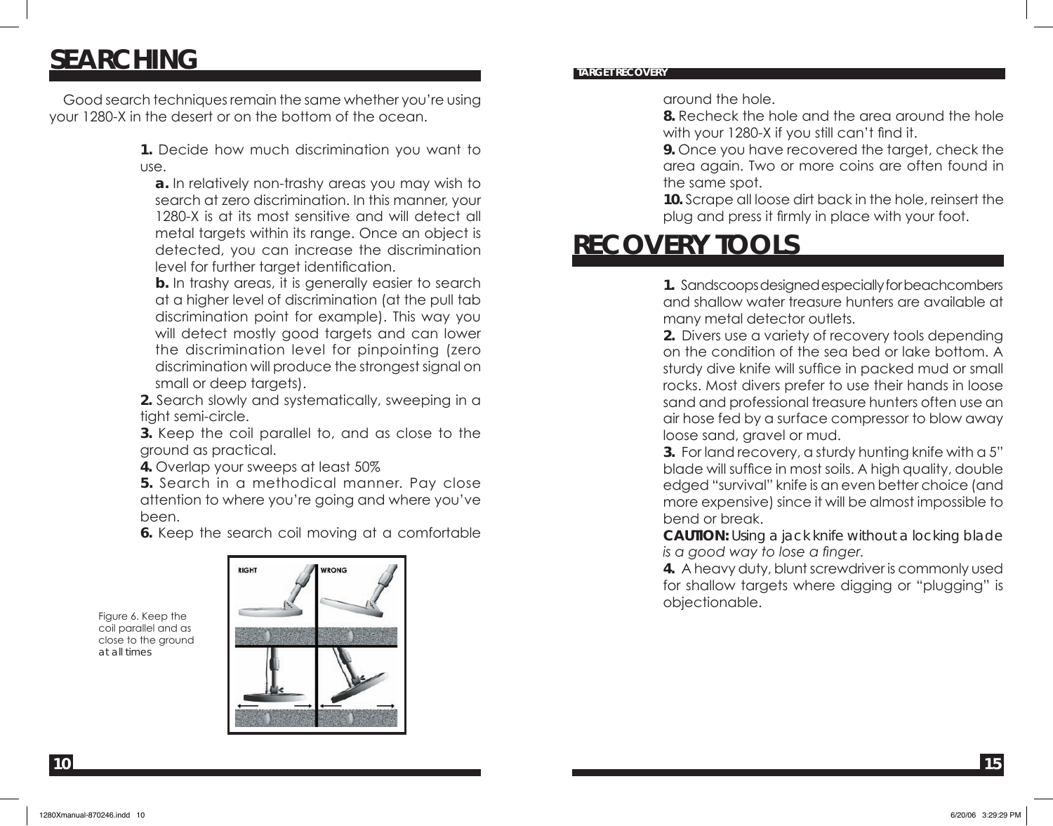# SEARCHING

Good search techniques remain the same whether you're using your 1280-X in the desert or on the bottom of the ocean.

**1.** Decide how much discrimination you want to use.

**a.** In relatively non-trashy areas you may wish to search at zero discrimination. In this manner, your 1280-X is at its most sensitive and will detect all metal targets within its range. Once an object is detected, you can increase the discrimination level for further target identification.

**b.** In trashy areas, it is generally easier to search at a higher level of discrimination (at the pull tab discrimination point for example). This way you will detect mostly good targets and can lower the discrimination level for pinpointing (zero discrimination will produce the strongest signal on small or deep targets).

**2.** Search slowly and systematically, sweeping in a tight semi-circle.

**3.** Keep the coil parallel to, and as close to the ground as practical.

**4.** Overlap your sweeps at least 50%

**5.** Search in a methodical manner. Pay close attention to where you're going and where you've been.

**6.** Keep the search coil moving at a comfortable

Figure 6. Keep the coil parallel and as close to the ground at all times

RIGHT WRONG

## TARGET RECOVERY

around the hole.

**8.** Recheck the hole and the area around the hole with your 1280-X if you still can't find it.

**9.** Once you have recovered the target, check the area again. Two or more coins are often found in the same spot.

**10.** Scrape all loose dirt back in the hole, reinsert the plug and press it firmly in place with your foot.

# RECOVERY TOOLS

**1.** Sandscoops designed especially for beachcombers and shallow water treasure hunters are available at many metal detector outlets.

**2.** Divers use a variety of recovery tools depending on the condition of the sea bed or lake bottom. A sturdy dive knife will suffice in packed mud or small rocks. Most divers prefer to use their hands in loose sand and professional treasure hunters often use an air hose fed by a surface compressor to blow away loose sand, gravel or mud.

**3.** For land recovery, a sturdy hunting knife with a 5" blade will suffice in most soils. A high quality, double edged "survival" knife is an even better choice (and more expensive) since it will be almost impossible to bend or break.

**CAUTION:** Using a jack knife without a locking blade *is a good way to lose a finger.*

**4.** A heavy duty, blunt screwdriver is commonly used for shallow targets where digging or "plugging" is objectionable.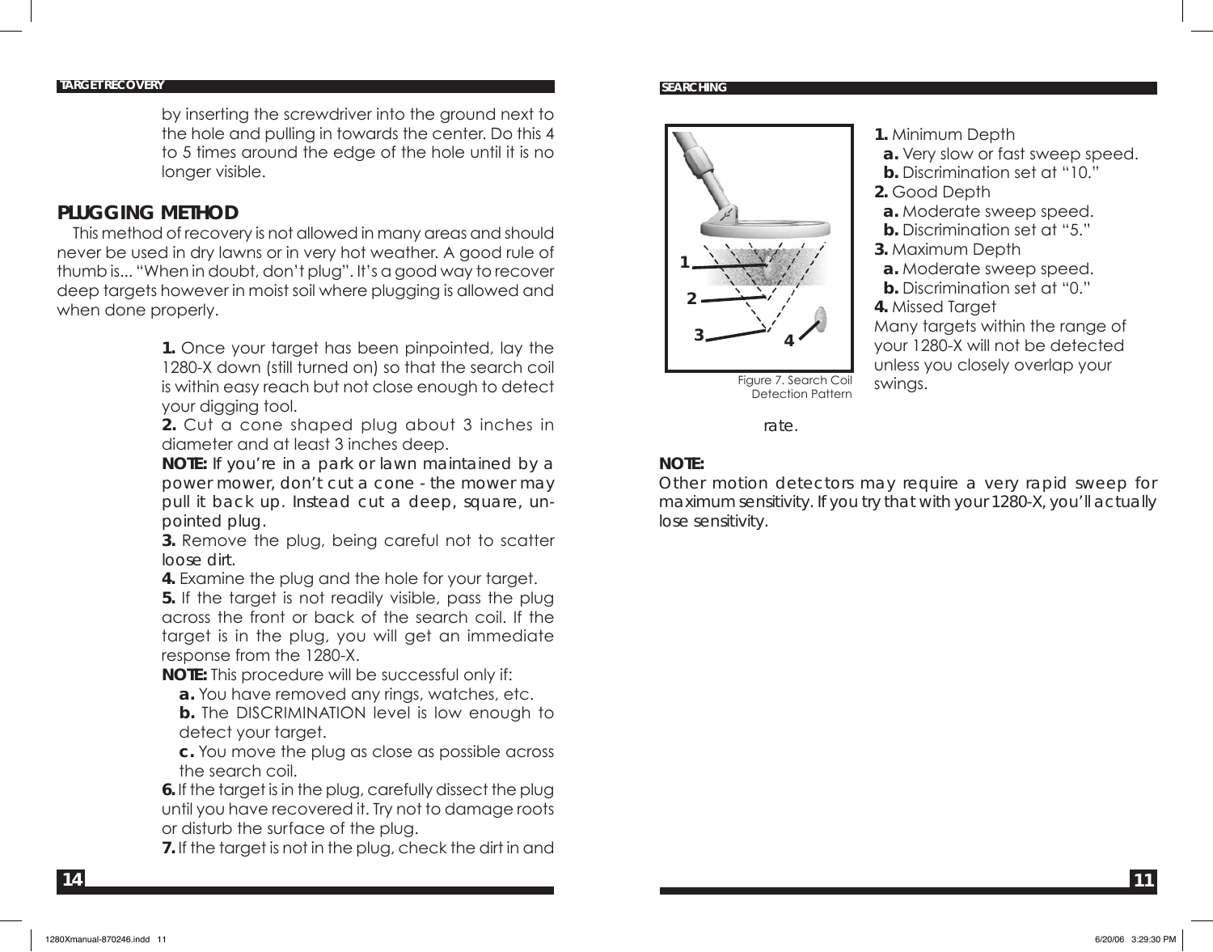## TARGET RECOVERY

by inserting the screwdriver into the ground next to the hole and pulling in towards the center. Do this 4 to 5 times around the edge of the hole until it is no longer visible.

### PLUGGING METHOD

This method of recovery is not allowed in many areas and should never be used in dry lawns or in very hot weather. A good rule of thumb is... "When in doubt, don't plug". It's a good way to recover deep targets however in moist soil where plugging is allowed and when done properly.

**1.** Once your target has been pinpointed, lay the 1280-X down (still turned on) so that the search coil is within easy reach but not close enough to detect your digging tool.

**2.** Cut a cone shaped plug about 3 inches in diameter and at least 3 inches deep.

**NOTE:** If you're in a park or lawn maintained by a power mower, don't cut a cone - the mower may pull it back up. Instead cut a deep, square, un-pointed plug.

**3.** Remove the plug, being careful not to scatter loose dirt.

**4.** Examine the plug and the hole for your target.

**5.** If the target is not readily visible, pass the plug across the front or back of the search coil. If the target is in the plug, you will get an immediate response from the 1280-X.

**NOTE:** This procedure will be successful only if:

**a.** You have removed any rings, watches, etc.

**b.** The DISCRIMINATION level is low enough to detect your target.

**c.** You move the plug as close as possible across the search coil.

**6.** If the target is in the plug, carefully dissect the plug until you have recovered it. Try not to damage roots or disturb the surface of the plug.

**7.** If the target is not in the plug, check the dirt in and

## SEARCHING

Figure 7. Search Coil Detection Pattern

**1.** Minimum Depth
**a.** Very slow or fast sweep speed.
**b.** Discrimination set at "10."

**2.** Good Depth
**a.** Moderate sweep speed.
**b.** Discrimination set at "5."

**3.** Maximum Depth
**a.** Moderate sweep speed.
**b.** Discrimination set at "0."

**4.** Missed Target
Many targets within the range of your 1280-X will not be detected unless you closely overlap your swings.

rate.

**NOTE:**
Other motion detectors may require a very rapid sweep for maximum sensitivity. If you try that with your 1280-X, you'll actually lose sensitivity.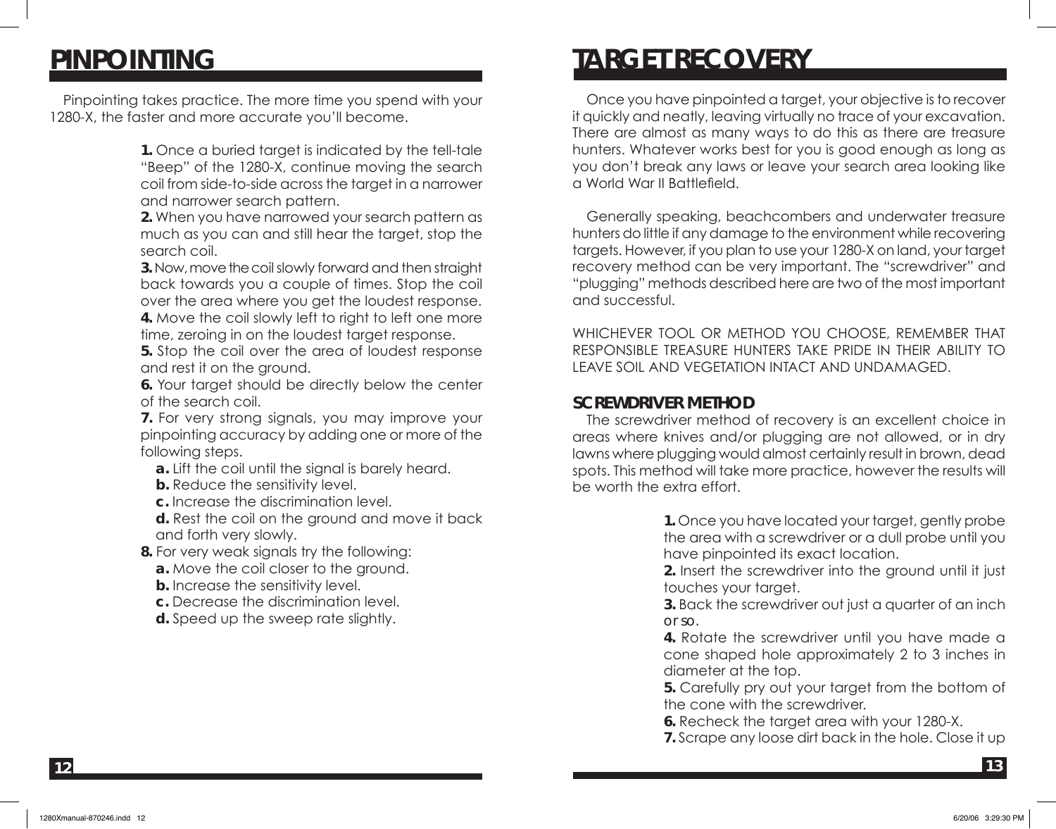# PINPOINTING

Pinpointing takes practice. The more time you spend with your 1280-X, the faster and more accurate you'll become.

**1.** Once a buried target is indicated by the tell-tale "Beep" of the 1280-X, continue moving the search coil from side-to-side across the target in a narrower and narrower search pattern.

**2.** When you have narrowed your search pattern as much as you can and still hear the target, stop the search coil.

**3.** Now, move the coil slowly forward and then straight back towards you a couple of times. Stop the coil over the area where you get the loudest response.

**4.** Move the coil slowly left to right to left one more time, zeroing in on the loudest target response.

**5.** Stop the coil over the area of loudest response and rest it on the ground.

**6.** Your target should be directly below the center of the search coil.

**7.** For very strong signals, you may improve your pinpointing accuracy by adding one or more of the following steps.

- **a.** Lift the coil until the signal is barely heard.
- **b.** Reduce the sensitivity level.
- **c.** Increase the discrimination level.
- **d.** Rest the coil on the ground and move it back and forth very slowly.

**8.** For very weak signals try the following:

- **a.** Move the coil closer to the ground.
- **b.** Increase the sensitivity level.
- **c.** Decrease the discrimination level.
- **d.** Speed up the sweep rate slightly.

# TARGET RECOVERY

Once you have pinpointed a target, your objective is to recover it quickly and neatly, leaving virtually no trace of your excavation. There are almost as many ways to do this as there are treasure hunters. Whatever works best for you is good enough as long as you don't break any laws or leave your search area looking like a World War II Battlefield.

Generally speaking, beachcombers and underwater treasure hunters do little if any damage to the environment while recovering targets. However, if you plan to use your 1280-X on land, your target recovery method can be very important. The "screwdriver" and "plugging" methods described here are two of the most important and successful.

WHICHEVER TOOL OR METHOD YOU CHOOSE, REMEMBER THAT RESPONSIBLE TREASURE HUNTERS TAKE PRIDE IN THEIR ABILITY TO LEAVE SOIL AND VEGETATION INTACT AND UNDAMAGED.

## SCREWDRIVER METHOD

The screwdriver method of recovery is an excellent choice in areas where knives and/or plugging are not allowed, or in dry lawns where plugging would almost certainly result in brown, dead spots. This method will take more practice, however the results will be worth the extra effort.

**1.** Once you have located your target, gently probe the area with a screwdriver or a dull probe until you have pinpointed its exact location.

**2.** Insert the screwdriver into the ground until it just touches your target.

**3.** Back the screwdriver out just a quarter of an inch or so.

**4.** Rotate the screwdriver until you have made a cone shaped hole approximately 2 to 3 inches in diameter at the top.

**5.** Carefully pry out your target from the bottom of the cone with the screwdriver.

**6.** Recheck the target area with your 1280-X.

**7.** Scrape any loose dirt back in the hole. Close it up